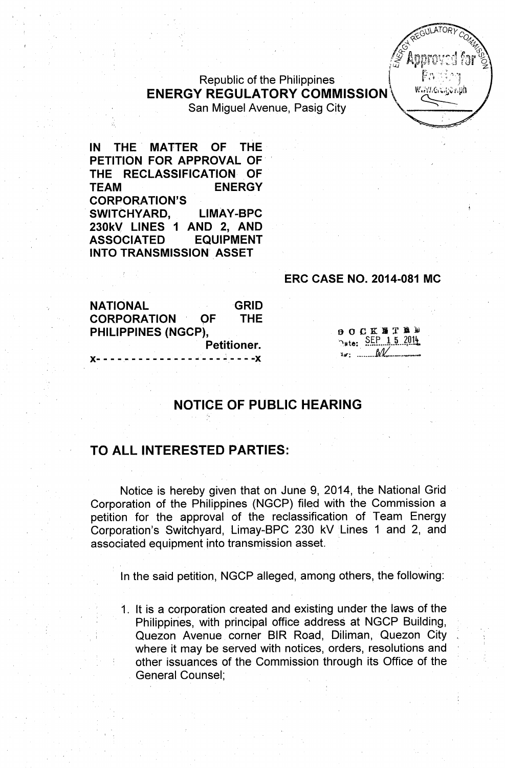Republic of the Philippines
**ENERGY REGULATORY COMMISSION**
San Miguel Avenue, Pasig City

**IN THE MATTER OF THE PETITION FOR APPROVAL OF THE RECLASSIFICATION OF TEAM ENERGY CORPORATION'S SWITCHYARD, LIMAY-BPC 230kV LINES 1 AND 2, AND ASSOCIATED EQUIPMENT INTO TRANSMISSION ASSET**

**ERC CASE NO. 2014-081 MC**

**NATIONAL GRID CORPORATION OF THE PHILIPPINES (NGCP),**
**Petitioner.**
x- - - - - - - - - - - - - - - - - - - - - - -x

DOCKETED
Date: SEP 15 2014
By: ...

## NOTICE OF PUBLIC HEARING

## TO ALL INTERESTED PARTIES:

Notice is hereby given that on June 9, 2014, the National Grid Corporation of the Philippines (NGCP) filed with the Commission a petition for the approval of the reclassification of Team Energy Corporation's Switchyard, Limay-BPC 230 kV Lines 1 and 2, and associated equipment into transmission asset.

In the said petition, NGCP alleged, among others, the following:

1. It is a corporation created and existing under the laws of the Philippines, with principal office address at NGCP Building, Quezon Avenue corner BIR Road, Diliman, Quezon City where it may be served with notices, orders, resolutions and other issuances of the Commission through its Office of the General Counsel;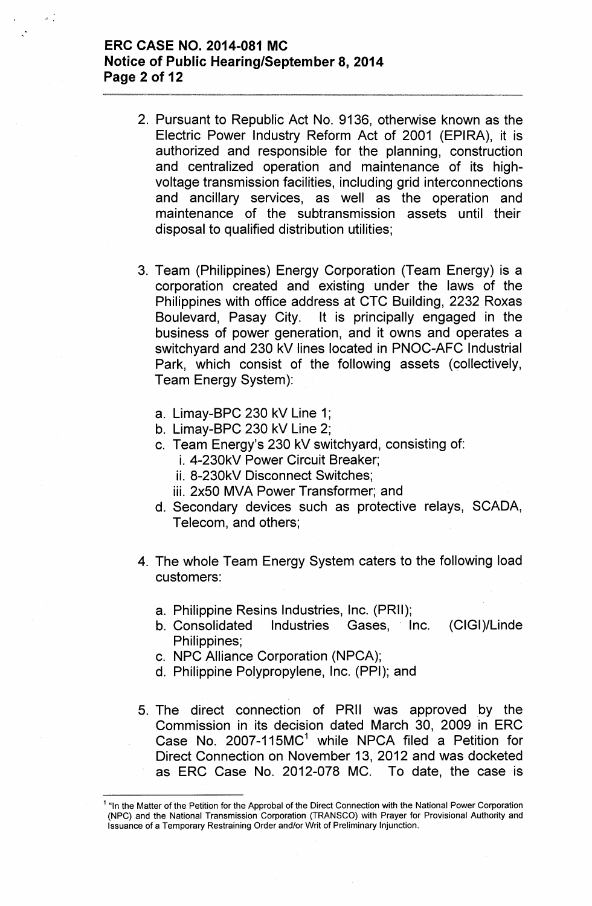2. Pursuant to Republic Act No. 9136, otherwise known as the Electric Power Industry Reform Act of 2001 (EPIRA), it is authorized and responsible for the planning, construction and centralized operation and maintenance of its high-voltage transmission facilities, including grid interconnections and ancillary services, as well as the operation and maintenance of the subtransmission assets until their disposal to qualified distribution utilities;

3. Team (Philippines) Energy Corporation (Team Energy) is a corporation created and existing under the laws of the Philippines with office address at CTC Building, 2232 Roxas Boulevard, Pasay City. It is principally engaged in the business of power generation, and it owns and operates a switchyard and 230 kV lines located in PNOC-AFC Industrial Park, which consist of the following assets (collectively, Team Energy System):

   a. Limay-BPC 230 kV Line 1;
   b. Limay-BPC 230 kV Line 2;
   c. Team Energy's 230 kV switchyard, consisting of:
      i. 4-230kV Power Circuit Breaker;
      ii. 8-230kV Disconnect Switches;
      iii. 2x50 MVA Power Transformer; and
   d. Secondary devices such as protective relays, SCADA, Telecom, and others;

4. The whole Team Energy System caters to the following load customers:

   a. Philippine Resins Industries, Inc. (PRII);
   b. Consolidated Industries Gases, Inc. (CIGI)/Linde Philippines;
   c. NPC Alliance Corporation (NPCA);
   d. Philippine Polypropylene, Inc. (PPI); and

5. The direct connection of PRII was approved by the Commission in its decision dated March 30, 2009 in ERC Case No. 2007-115MC[1] while NPCA filed a Petition for Direct Connection on November 13, 2012 and was docketed as ERC Case No. 2012-078 MC. To date, the case is

---

[1] "In the Matter of the Petition for the Approbal of the Direct Connection with the National Power Corporation (NPC) and the National Transmission Corporation (TRANSCO) with Prayer for Provisional Authority and Issuance of a Temporary Restraining Order and/or Writ of Preliminary Injunction.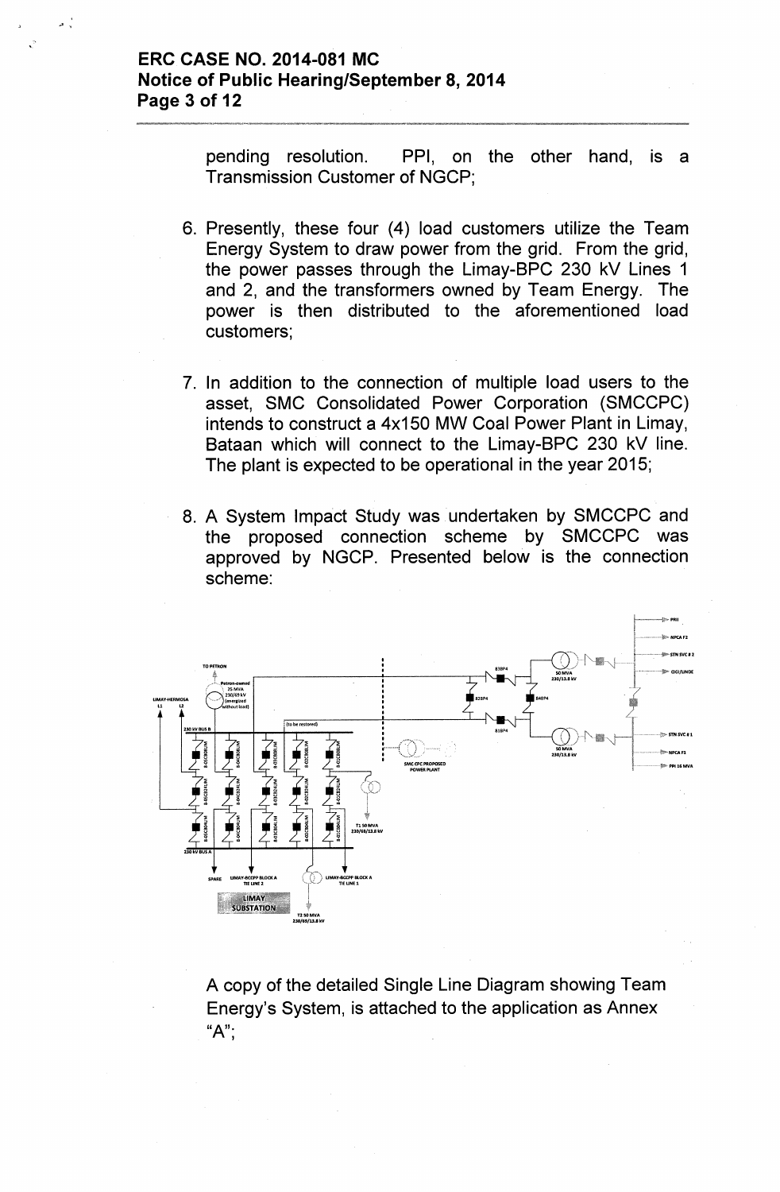pending resolution. PPI, on the other hand, is a Transmission Customer of NGCP;

6. Presently, these four (4) load customers utilize the Team Energy System to draw power from the grid. From the grid, the power passes through the Limay-BPC 230 kV Lines 1 and 2, and the transformers owned by Team Energy. The power is then distributed to the aforementioned load customers;

7. In addition to the connection of multiple load users to the asset, SMC Consolidated Power Corporation (SMCCPC) intends to construct a 4x150 MW Coal Power Plant in Limay, Bataan which will connect to the Limay-BPC 230 kV line. The plant is expected to be operational in the year 2015;

8. A System Impact Study was undertaken by SMCCPC and the proposed connection scheme by SMCCPC was approved by NGCP. Presented below is the connection scheme:

A copy of the detailed Single Line Diagram showing Team Energy's System, is attached to the application as Annex "A";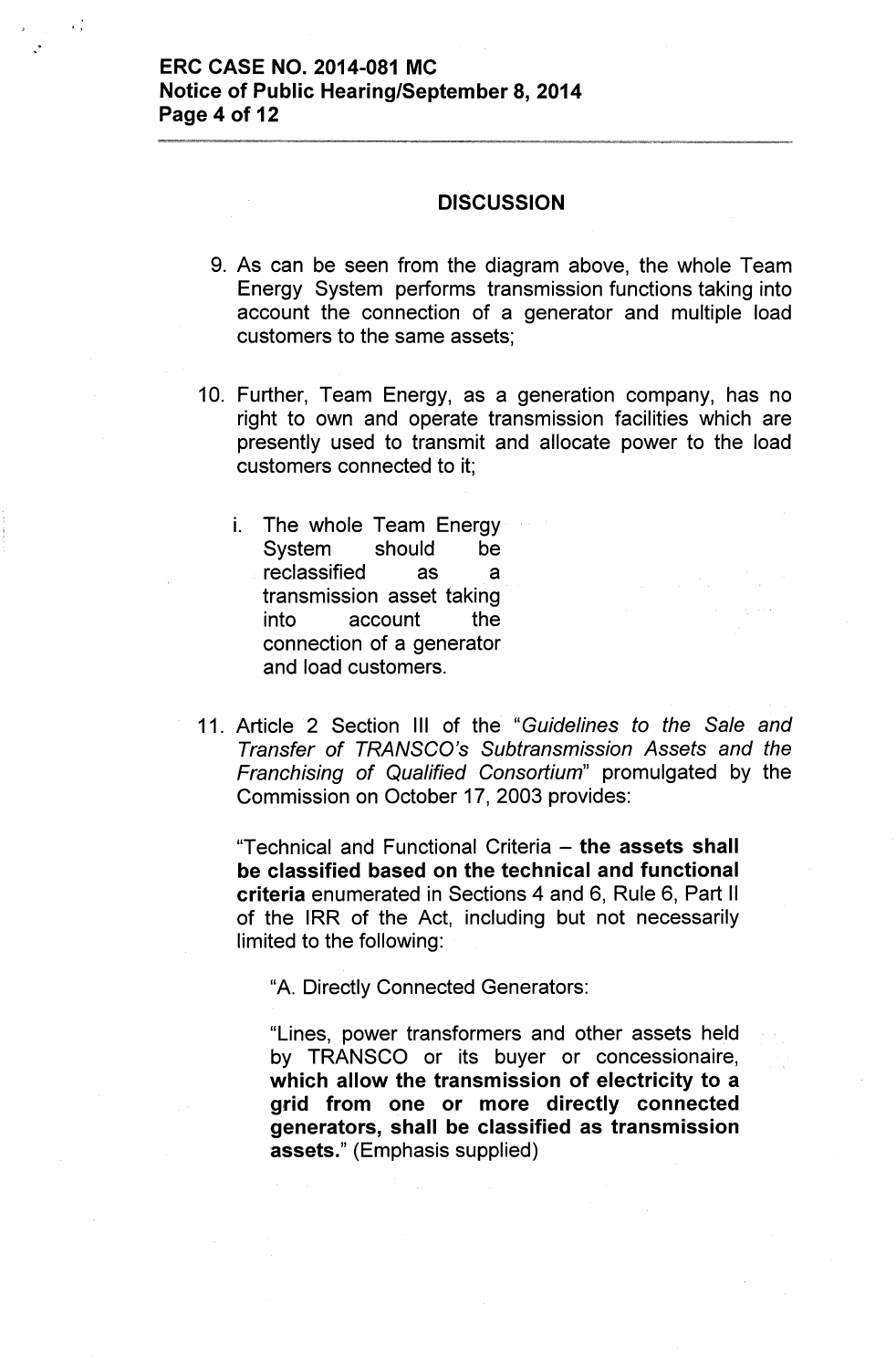## DISCUSSION

9. As can be seen from the diagram above, the whole Team Energy System performs transmission functions taking into account the connection of a generator and multiple load customers to the same assets;

10. Further, Team Energy, as a generation company, has no right to own and operate transmission facilities which are presently used to transmit and allocate power to the load customers connected to it;

    i. The whole Team Energy System should be reclassified as a transmission asset taking into account the connection of a generator and load customers.

11. Article 2 Section III of the "*Guidelines to the Sale and Transfer of TRANSCO's Subtransmission Assets and the Franchising of Qualified Consortium*" promulgated by the Commission on October 17, 2003 provides:

    "Technical and Functional Criteria – **the assets shall be classified based on the technical and functional criteria** enumerated in Sections 4 and 6, Rule 6, Part II of the IRR of the Act, including but not necessarily limited to the following:

    "A. Directly Connected Generators:

    "Lines, power transformers and other assets held by TRANSCO or its buyer or concessionaire, **which allow the transmission of electricity to a grid from one or more directly connected generators, shall be classified as transmission assets.**" (Emphasis supplied)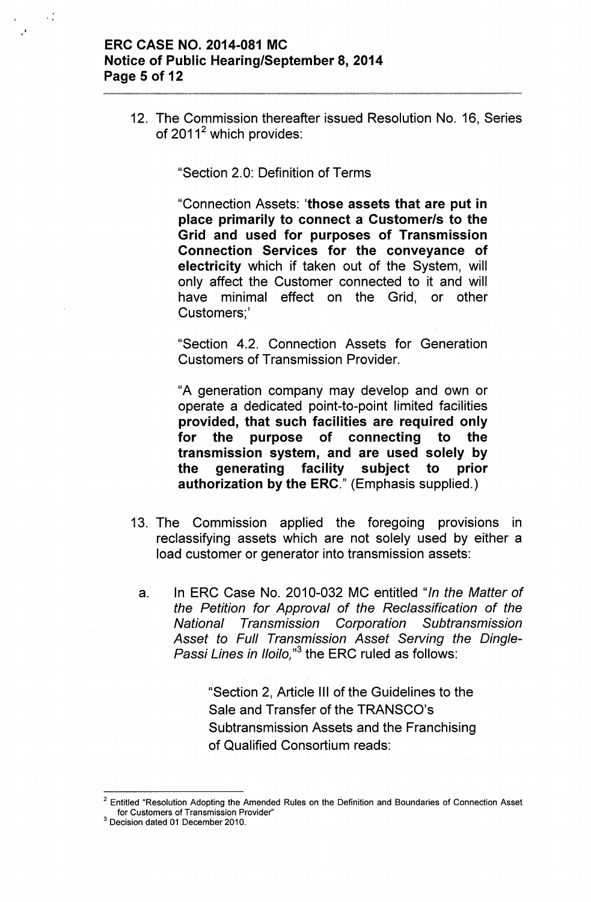12. The Commission thereafter issued Resolution No. 16, Series of 2011[2] which provides:

    "Section 2.0: Definition of Terms

    "Connection Assets: '**those assets that are put in place primarily to connect a Customer/s to the Grid and used for purposes of Transmission Connection Services for the conveyance of electricity** which if taken out of the System, will only affect the Customer connected to it and will have minimal effect on the Grid, or other Customers;'

    "Section 4.2. Connection Assets for Generation Customers of Transmission Provider.

    "A generation company may develop and own or operate a dedicated point-to-point limited facilities **provided, that such facilities are required only for the purpose of connecting to the transmission system, and are used solely by the generating facility subject to prior authorization by the ERC.**" (Emphasis supplied.)

13. The Commission applied the foregoing provisions in reclassifying assets which are not solely used by either a load customer or generator into transmission assets:

    a. In ERC Case No. 2010-032 MC entitled "*In the Matter of the Petition for Approval of the Reclassification of the National Transmission Corporation Subtransmission Asset to Full Transmission Asset Serving the Dingle-Passi Lines in Iloilo,*"[3] the ERC ruled as follows:

        "Section 2, Article III of the Guidelines to the Sale and Transfer of the TRANSCO's Subtransmission Assets and the Franchising of Qualified Consortium reads:

---

[2] Entitled "Resolution Adopting the Amended Rules on the Definition and Boundaries of Connection Asset for Customers of Transmission Provider"

[3] Decision dated 01 December 2010.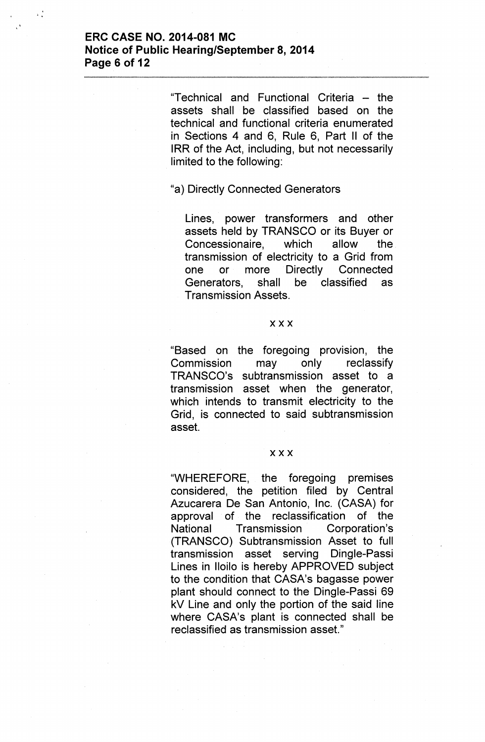"Technical and Functional Criteria – the assets shall be classified based on the technical and functional criteria enumerated in Sections 4 and 6, Rule 6, Part II of the IRR of the Act, including, but not necessarily limited to the following:

"a) Directly Connected Generators

> Lines, power transformers and other assets held by TRANSCO or its Buyer or Concessionaire, which allow the transmission of electricity to a Grid from one or more Directly Connected Generators, shall be classified as Transmission Assets.

x x x

"Based on the foregoing provision, the Commission may only reclassify TRANSCO's subtransmission asset to a transmission asset when the generator, which intends to transmit electricity to the Grid, is connected to said subtransmission asset.

x x x

"WHEREFORE, the foregoing premises considered, the petition filed by Central Azucarera De San Antonio, Inc. (CASA) for approval of the reclassification of the National Transmission Corporation's (TRANSCO) Subtransmission Asset to full transmission asset serving Dingle-Passi Lines in Iloilo is hereby APPROVED subject to the condition that CASA's bagasse power plant should connect to the Dingle-Passi 69 kV Line and only the portion of the said line where CASA's plant is connected shall be reclassified as transmission asset."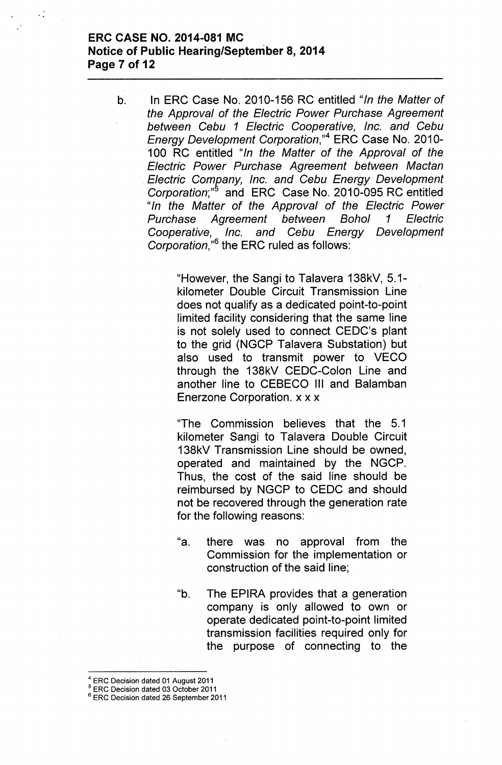b. In ERC Case No. 2010-156 RC entitled "*In the Matter of the Approval of the Electric Power Purchase Agreement between Cebu 1 Electric Cooperative, Inc. and Cebu Energy Development Corporation,*"[4] ERC Case No. 2010-100 RC entitled "*In the Matter of the Approval of the Electric Power Purchase Agreement between Mactan Electric Company, Inc. and Cebu Energy Development Corporation;*"[5] and ERC Case No. 2010-095 RC entitled "*In the Matter of the Approval of the Electric Power Purchase Agreement between Bohol 1 Electric Cooperative, Inc. and Cebu Energy Development Corporation,*"[6] the ERC ruled as follows:

> "However, the Sangi to Talavera 138kV, 5.1-kilometer Double Circuit Transmission Line does not qualify as a dedicated point-to-point limited facility considering that the same line is not solely used to connect CEDC's plant to the grid (NGCP Talavera Substation) but also used to transmit power to VECO through the 138kV CEDC-Colon Line and another line to CEBECO III and Balamban Enerzone Corporation. x x x
>
> "The Commission believes that the 5.1 kilometer Sangi to Talavera Double Circuit 138kV Transmission Line should be owned, operated and maintained by the NGCP. Thus, the cost of the said line should be reimbursed by NGCP to CEDC and should not be recovered through the generation rate for the following reasons:
>
> "a. there was no approval from the Commission for the implementation or construction of the said line;
>
> "b. The EPIRA provides that a generation company is only allowed to own or operate dedicated point-to-point limited transmission facilities required only for the purpose of connecting to the

---

[4] ERC Decision dated 01 August 2011

[5] ERC Decision dated 03 October 2011

[6] ERC Decision dated 26 September 2011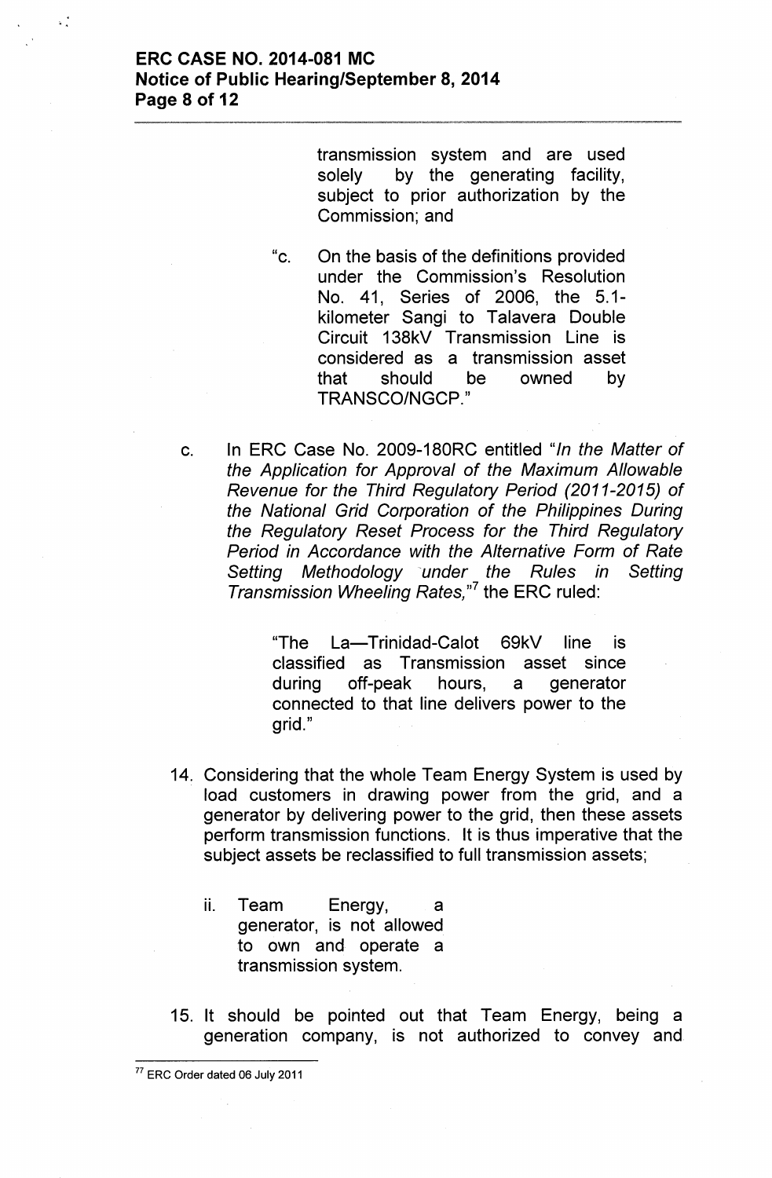transmission system and are used solely by the generating facility, subject to prior authorization by the Commission; and

> "c. On the basis of the definitions provided under the Commission's Resolution No. 41, Series of 2006, the 5.1-kilometer Sangi to Talavera Double Circuit 138kV Transmission Line is considered as a transmission asset that should be owned by TRANSCO/NGCP."

c. In ERC Case No. 2009-180RC entitled *"In the Matter of the Application for Approval of the Maximum Allowable Revenue for the Third Regulatory Period (2011-2015) of the National Grid Corporation of the Philippines During the Regulatory Reset Process for the Third Regulatory Period in Accordance with the Alternative Form of Rate Setting Methodology under the Rules in Setting Transmission Wheeling Rates,"*[7] the ERC ruled:

> "The La—Trinidad-Calot 69kV line is classified as Transmission asset since during off-peak hours, a generator connected to that line delivers power to the grid."

14. Considering that the whole Team Energy System is used by load customers in drawing power from the grid, and a generator by delivering power to the grid, then these assets perform transmission functions. It is thus imperative that the subject assets be reclassified to full transmission assets;

    ii. Team Energy, a generator, is not allowed to own and operate a transmission system.

15. It should be pointed out that Team Energy, being a generation company, is not authorized to convey and

---

[77] ERC Order dated 06 July 2011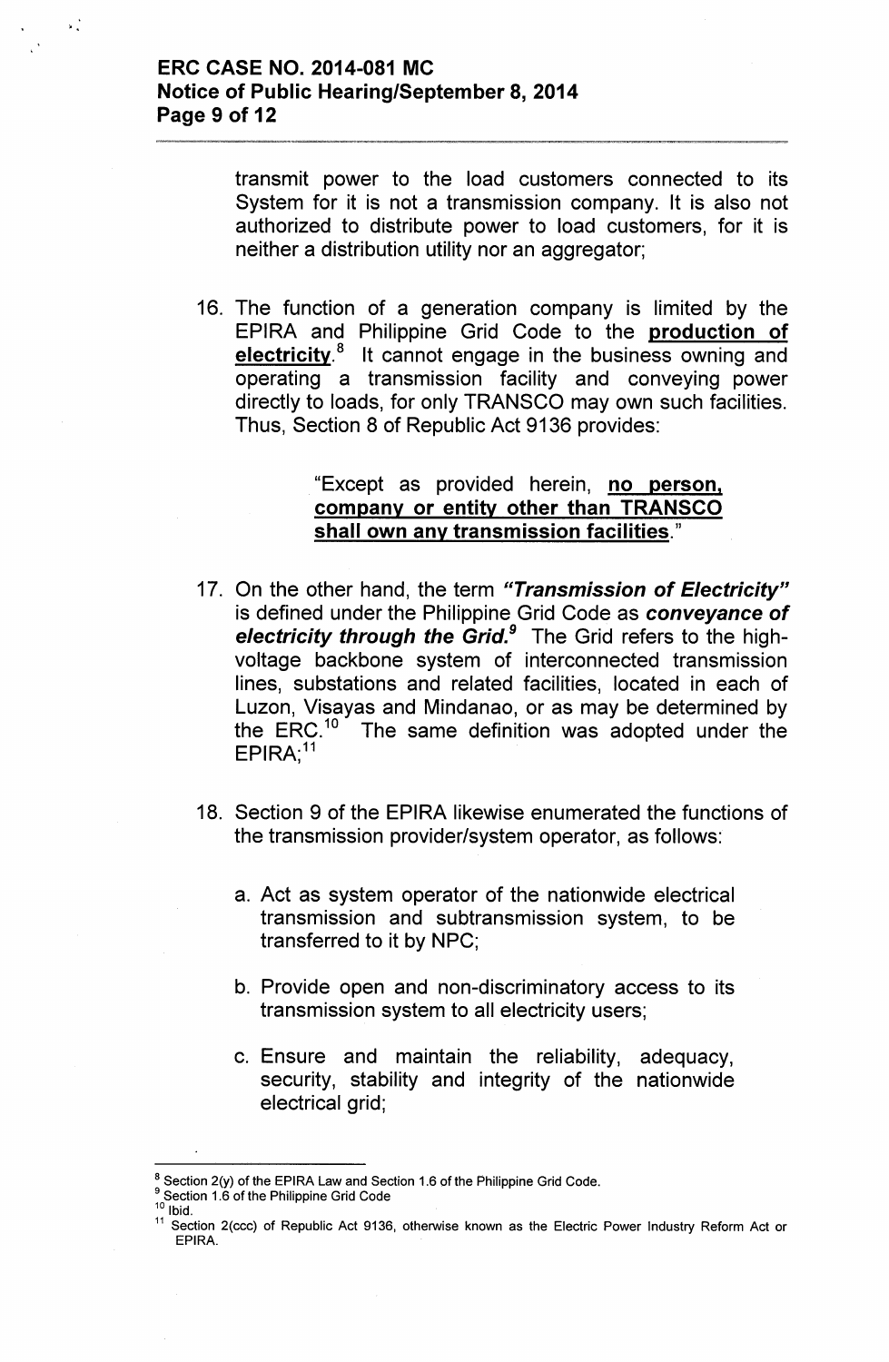transmit power to the load customers connected to its System for it is not a transmission company. It is also not authorized to distribute power to load customers, for it is neither a distribution utility nor an aggregator;

16. The function of a generation company is limited by the EPIRA and Philippine Grid Code to the **production of electricity**.[8] It cannot engage in the business owning and operating a transmission facility and conveying power directly to loads, for only TRANSCO may own such facilities. Thus, Section 8 of Republic Act 9136 provides:

    > "Except as provided herein, **no person, company or entity other than TRANSCO shall own any transmission facilities**."

17. On the other hand, the term ***"Transmission of Electricity"*** is defined under the Philippine Grid Code as ***conveyance of electricity through the Grid.***[9] The Grid refers to the high-voltage backbone system of interconnected transmission lines, substations and related facilities, located in each of Luzon, Visayas and Mindanao, or as may be determined by the ERC.[10] The same definition was adopted under the EPIRA;[11]

18. Section 9 of the EPIRA likewise enumerated the functions of the transmission provider/system operator, as follows:

    a. Act as system operator of the nationwide electrical transmission and subtransmission system, to be transferred to it by NPC;

    b. Provide open and non-discriminatory access to its transmission system to all electricity users;

    c. Ensure and maintain the reliability, adequacy, security, stability and integrity of the nationwide electrical grid;

---

[8] Section 2(y) of the EPIRA Law and Section 1.6 of the Philippine Grid Code.

[9] Section 1.6 of the Philippine Grid Code

[10] Ibid.

[11] Section 2(ccc) of Republic Act 9136, otherwise known as the Electric Power Industry Reform Act or EPIRA.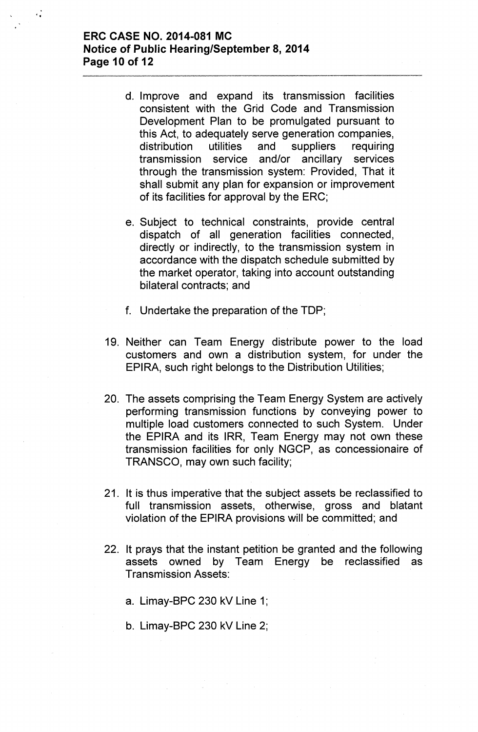d. Improve and expand its transmission facilities consistent with the Grid Code and Transmission Development Plan to be promulgated pursuant to this Act, to adequately serve generation companies, distribution utilities and suppliers requiring transmission service and/or ancillary services through the transmission system: Provided, That it shall submit any plan for expansion or improvement of its facilities for approval by the ERC;

e. Subject to technical constraints, provide central dispatch of all generation facilities connected, directly or indirectly, to the transmission system in accordance with the dispatch schedule submitted by the market operator, taking into account outstanding bilateral contracts; and

f. Undertake the preparation of the TDP;

19. Neither can Team Energy distribute power to the load customers and own a distribution system, for under the EPIRA, such right belongs to the Distribution Utilities;

20. The assets comprising the Team Energy System are actively performing transmission functions by conveying power to multiple load customers connected to such System. Under the EPIRA and its IRR, Team Energy may not own these transmission facilities for only NGCP, as concessionaire of TRANSCO, may own such facility;

21. It is thus imperative that the subject assets be reclassified to full transmission assets, otherwise, gross and blatant violation of the EPIRA provisions will be committed; and

22. It prays that the instant petition be granted and the following assets owned by Team Energy be reclassified as Transmission Assets:

    a. Limay-BPC 230 kV Line 1;

    b. Limay-BPC 230 kV Line 2;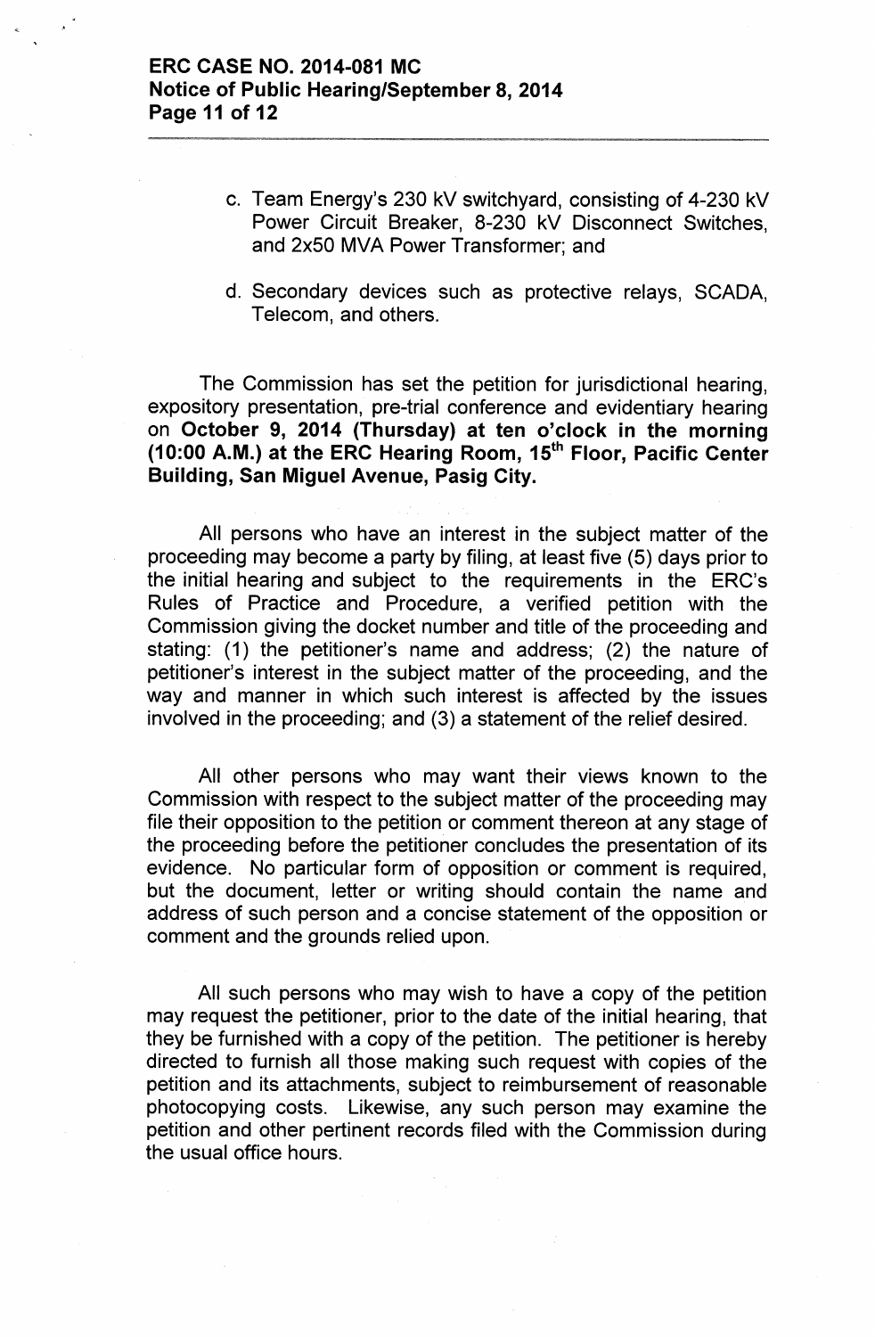c. Team Energy's 230 kV switchyard, consisting of 4-230 kV Power Circuit Breaker, 8-230 kV Disconnect Switches, and 2x50 MVA Power Transformer; and

d. Secondary devices such as protective relays, SCADA, Telecom, and others.

The Commission has set the petition for jurisdictional hearing, expository presentation, pre-trial conference and evidentiary hearing on **October 9, 2014 (Thursday) at ten o'clock in the morning (10:00 A.M.) at the ERC Hearing Room, 15th Floor, Pacific Center Building, San Miguel Avenue, Pasig City.**

All persons who have an interest in the subject matter of the proceeding may become a party by filing, at least five (5) days prior to the initial hearing and subject to the requirements in the ERC's Rules of Practice and Procedure, a verified petition with the Commission giving the docket number and title of the proceeding and stating: (1) the petitioner's name and address; (2) the nature of petitioner's interest in the subject matter of the proceeding, and the way and manner in which such interest is affected by the issues involved in the proceeding; and (3) a statement of the relief desired.

All other persons who may want their views known to the Commission with respect to the subject matter of the proceeding may file their opposition to the petition or comment thereon at any stage of the proceeding before the petitioner concludes the presentation of its evidence. No particular form of opposition or comment is required, but the document, letter or writing should contain the name and address of such person and a concise statement of the opposition or comment and the grounds relied upon.

All such persons who may wish to have a copy of the petition may request the petitioner, prior to the date of the initial hearing, that they be furnished with a copy of the petition. The petitioner is hereby directed to furnish all those making such request with copies of the petition and its attachments, subject to reimbursement of reasonable photocopying costs. Likewise, any such person may examine the petition and other pertinent records filed with the Commission during the usual office hours.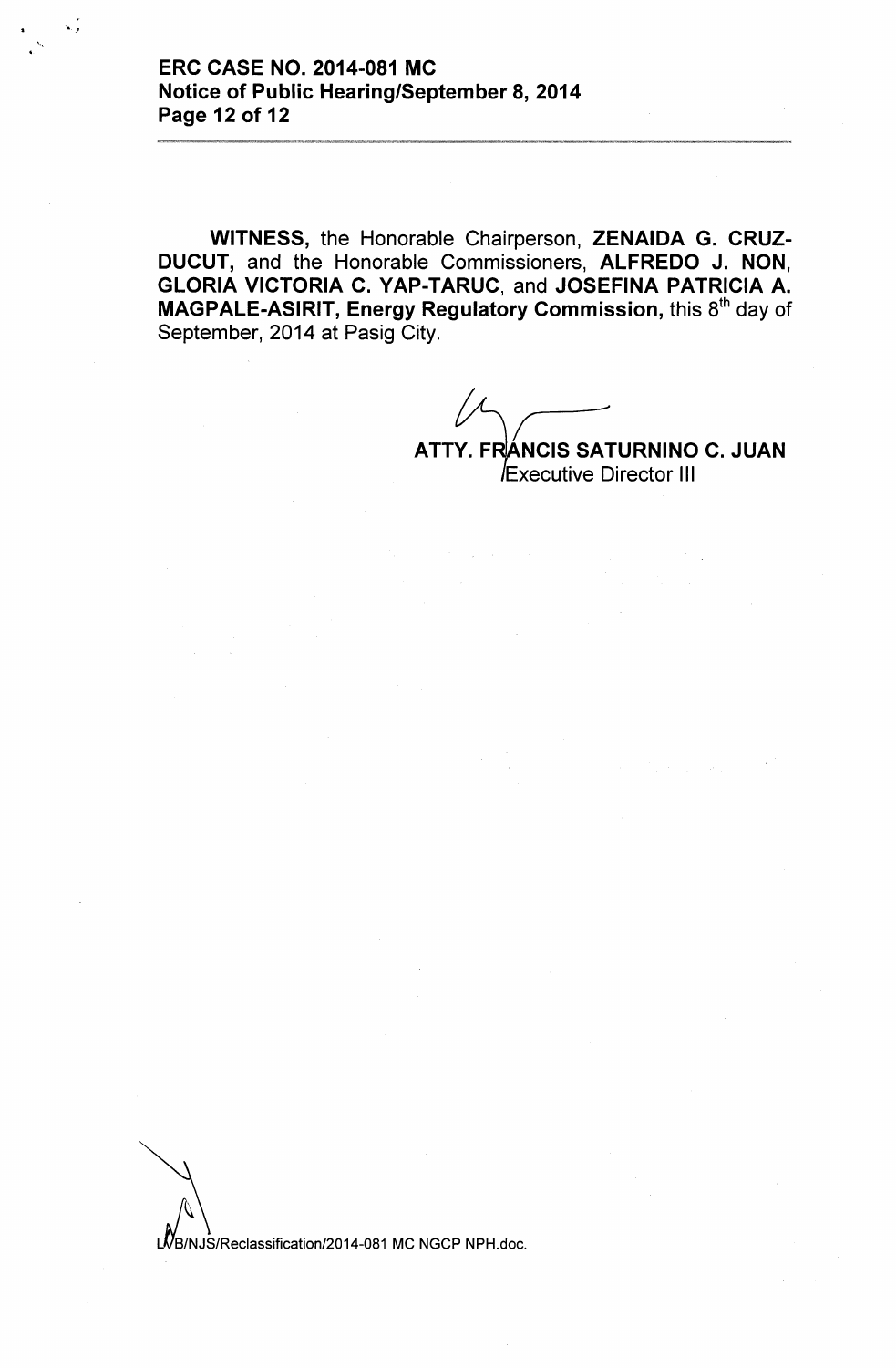**WITNESS,** the Honorable Chairperson, **ZENAIDA G. CRUZ-DUCUT,** and the Honorable Commissioners, **ALFREDO J. NON, GLORIA VICTORIA C. YAP-TARUC,** and **JOSEFINA PATRICIA A. MAGPALE-ASIRIT, Energy Regulatory Commission,** this 8th day of September, 2014 at Pasig City.

**ATTY. FRANCIS SATURNINO C. JUAN**
Executive Director III

LVB/NJS/Reclassification/2014-081 MC NGCP NPH.doc.